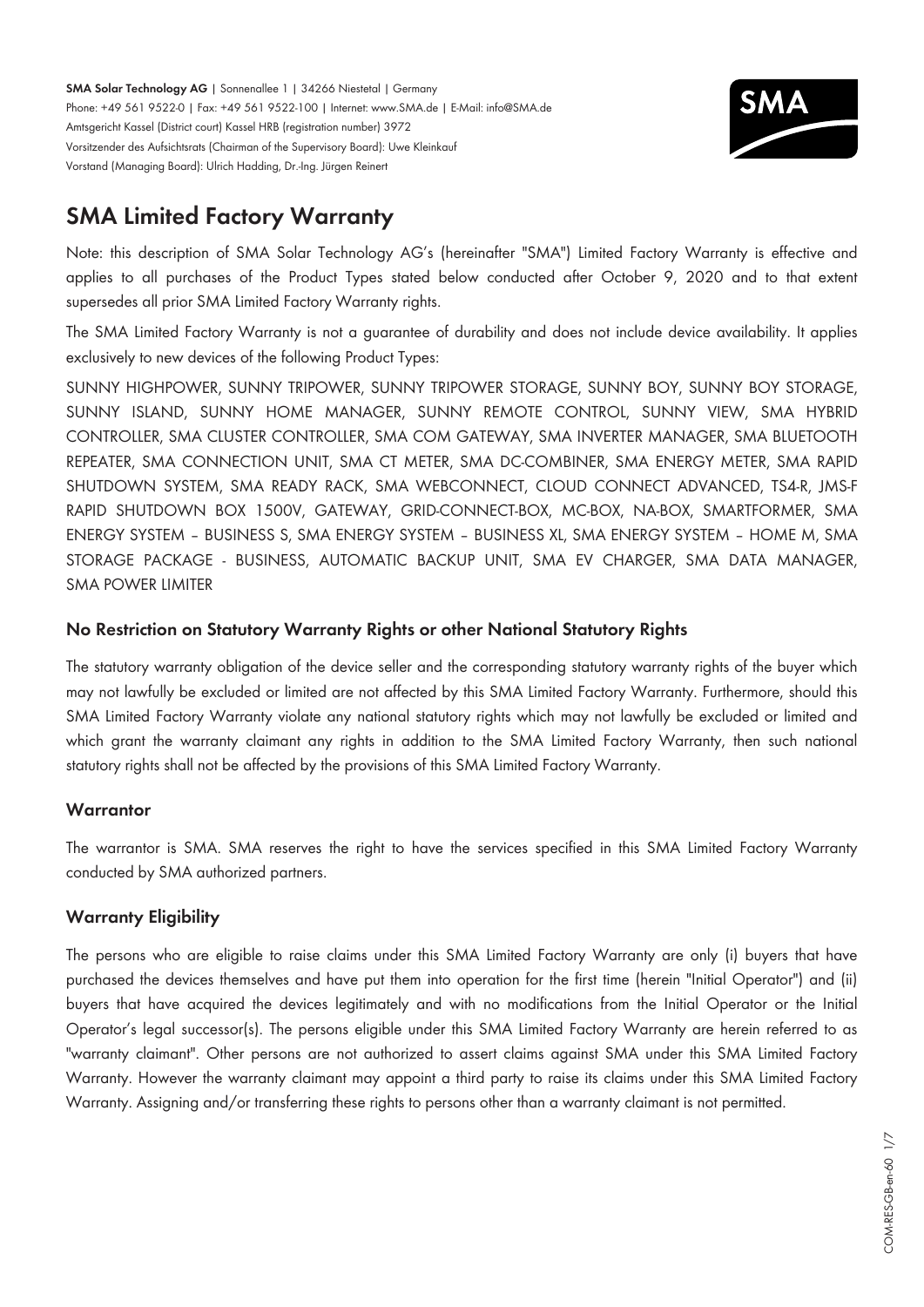**SMA Solar Technology AG** | Sonnenallee 1 | 34266 Niestetal | Germany
Phone: +49 561 9522-0 | Fax: +49 561 9522-100 | Internet: www.SMA.de | E-Mail: info@SMA.de
Amtsgericht Kassel (District court) Kassel HRB (registration number) 3972
Vorsitzender des Aufsichtsrats (Chairman of the Supervisory Board): Uwe Kleinkauf
Vorstand (Managing Board): Ulrich Hadding, Dr.-Ing. Jürgen Reinert

# SMA Limited Factory Warranty

Note: this description of SMA Solar Technology AG's (hereinafter "SMA") Limited Factory Warranty is effective and applies to all purchases of the Product Types stated below conducted after October 9, 2020 and to that extent supersedes all prior SMA Limited Factory Warranty rights.

The SMA Limited Factory Warranty is not a guarantee of durability and does not include device availability. It applies exclusively to new devices of the following Product Types:

SUNNY HIGHPOWER, SUNNY TRIPOWER, SUNNY TRIPOWER STORAGE, SUNNY BOY, SUNNY BOY STORAGE, SUNNY ISLAND, SUNNY HOME MANAGER, SUNNY REMOTE CONTROL, SUNNY VIEW, SMA HYBRID CONTROLLER, SMA CLUSTER CONTROLLER, SMA COM GATEWAY, SMA INVERTER MANAGER, SMA BLUETOOTH REPEATER, SMA CONNECTION UNIT, SMA CT METER, SMA DC-COMBINER, SMA ENERGY METER, SMA RAPID SHUTDOWN SYSTEM, SMA READY RACK, SMA WEBCONNECT, CLOUD CONNECT ADVANCED, TS4-R, JMS-F RAPID SHUTDOWN BOX 1500V, GATEWAY, GRID-CONNECT-BOX, MC-BOX, NA-BOX, SMARTFORMER, SMA ENERGY SYSTEM – BUSINESS S, SMA ENERGY SYSTEM – BUSINESS XL, SMA ENERGY SYSTEM – HOME M, SMA STORAGE PACKAGE - BUSINESS, AUTOMATIC BACKUP UNIT, SMA EV CHARGER, SMA DATA MANAGER, SMA POWER LIMITER

## No Restriction on Statutory Warranty Rights or other National Statutory Rights

The statutory warranty obligation of the device seller and the corresponding statutory warranty rights of the buyer which may not lawfully be excluded or limited are not affected by this SMA Limited Factory Warranty. Furthermore, should this SMA Limited Factory Warranty violate any national statutory rights which may not lawfully be excluded or limited and which grant the warranty claimant any rights in addition to the SMA Limited Factory Warranty, then such national statutory rights shall not be affected by the provisions of this SMA Limited Factory Warranty.

## Warrantor

The warrantor is SMA. SMA reserves the right to have the services specified in this SMA Limited Factory Warranty conducted by SMA authorized partners.

## Warranty Eligibility

The persons who are eligible to raise claims under this SMA Limited Factory Warranty are only (i) buyers that have purchased the devices themselves and have put them into operation for the first time (herein "Initial Operator") and (ii) buyers that have acquired the devices legitimately and with no modifications from the Initial Operator or the Initial Operator's legal successor(s). The persons eligible under this SMA Limited Factory Warranty are herein referred to as "warranty claimant". Other persons are not authorized to assert claims against SMA under this SMA Limited Factory Warranty. However the warranty claimant may appoint a third party to raise its claims under this SMA Limited Factory Warranty. Assigning and/or transferring these rights to persons other than a warranty claimant is not permitted.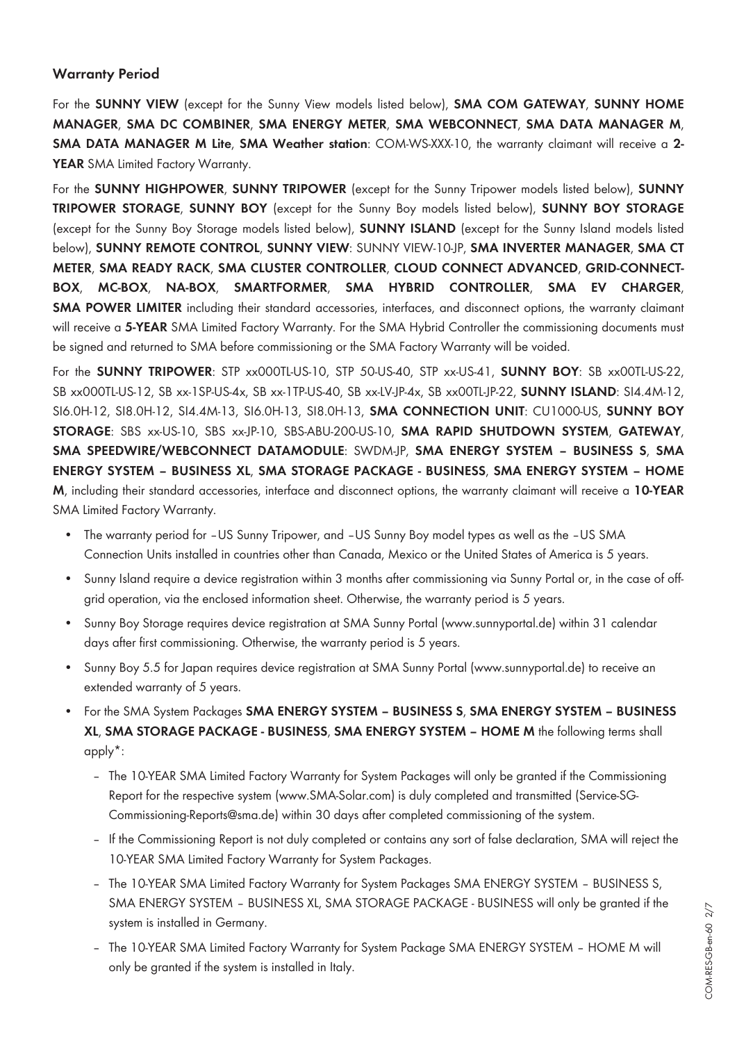## Warranty Period

For the **SUNNY VIEW** (except for the Sunny View models listed below), **SMA COM GATEWAY**, **SUNNY HOME MANAGER**, **SMA DC COMBINER**, **SMA ENERGY METER**, **SMA WEBCONNECT**, **SMA DATA MANAGER M**, **SMA DATA MANAGER M Lite**, **SMA Weather station**: COM-WS-XXX-10, the warranty claimant will receive a **2-YEAR** SMA Limited Factory Warranty.

For the **SUNNY HIGHPOWER**, **SUNNY TRIPOWER** (except for the Sunny Tripower models listed below), **SUNNY TRIPOWER STORAGE**, **SUNNY BOY** (except for the Sunny Boy models listed below), **SUNNY BOY STORAGE** (except for the Sunny Boy Storage models listed below), **SUNNY ISLAND** (except for the Sunny Island models listed below), **SUNNY REMOTE CONTROL**, **SUNNY VIEW**: SUNNY VIEW-10-JP, **SMA INVERTER MANAGER**, **SMA CT METER**, **SMA READY RACK**, **SMA CLUSTER CONTROLLER**, **CLOUD CONNECT ADVANCED**, **GRID-CONNECT-BOX**, **MC-BOX**, **NA-BOX**, **SMARTFORMER**, **SMA HYBRID CONTROLLER**, **SMA EV CHARGER**, **SMA POWER LIMITER** including their standard accessories, interfaces, and disconnect options, the warranty claimant will receive a **5-YEAR** SMA Limited Factory Warranty. For the SMA Hybrid Controller the commissioning documents must be signed and returned to SMA before commissioning or the SMA Factory Warranty will be voided.

For the **SUNNY TRIPOWER**: STP xx000TL-US-10, STP 50-US-40, STP xx-US-41, **SUNNY BOY**: SB xx00TL-US-22, SB xx000TL-US-12, SB xx-1SP-US-4x, SB xx-1TP-US-40, SB xx-LV-JP-4x, SB xx00TL-JP-22, **SUNNY ISLAND**: SI4.4M-12, SI6.0H-12, SI8.0H-12, SI4.4M-13, SI6.0H-13, SI8.0H-13, **SMA CONNECTION UNIT**: CU1000-US, **SUNNY BOY STORAGE**: SBS xx-US-10, SBS xx-JP-10, SBS-ABU-200-US-10, **SMA RAPID SHUTDOWN SYSTEM**, **GATEWAY**, **SMA SPEEDWIRE/WEBCONNECT DATAMODULE**: SWDM-JP, **SMA ENERGY SYSTEM – BUSINESS S**, **SMA ENERGY SYSTEM – BUSINESS XL**, **SMA STORAGE PACKAGE - BUSINESS**, **SMA ENERGY SYSTEM – HOME M**, including their standard accessories, interface and disconnect options, the warranty claimant will receive a **10-YEAR** SMA Limited Factory Warranty.

- The warranty period for –US Sunny Tripower, and –US Sunny Boy model types as well as the –US SMA Connection Units installed in countries other than Canada, Mexico or the United States of America is 5 years.
- Sunny Island require a device registration within 3 months after commissioning via Sunny Portal or, in the case of off-grid operation, via the enclosed information sheet. Otherwise, the warranty period is 5 years.
- Sunny Boy Storage requires device registration at SMA Sunny Portal (www.sunnyportal.de) within 31 calendar days after first commissioning. Otherwise, the warranty period is 5 years.
- Sunny Boy 5.5 for Japan requires device registration at SMA Sunny Portal (www.sunnyportal.de) to receive an extended warranty of 5 years.
- For the SMA System Packages **SMA ENERGY SYSTEM – BUSINESS S**, **SMA ENERGY SYSTEM – BUSINESS XL**, **SMA STORAGE PACKAGE - BUSINESS**, **SMA ENERGY SYSTEM – HOME M** the following terms shall apply*:
  - The 10-YEAR SMA Limited Factory Warranty for System Packages will only be granted if the Commissioning Report for the respective system (www.SMA-Solar.com) is duly completed and transmitted (Service-SG-Commissioning-Reports@sma.de) within 30 days after completed commissioning of the system.
  - If the Commissioning Report is not duly completed or contains any sort of false declaration, SMA will reject the 10-YEAR SMA Limited Factory Warranty for System Packages.
  - The 10-YEAR SMA Limited Factory Warranty for System Packages SMA ENERGY SYSTEM – BUSINESS S, SMA ENERGY SYSTEM – BUSINESS XL, SMA STORAGE PACKAGE - BUSINESS will only be granted if the system is installed in Germany.
  - The 10-YEAR SMA Limited Factory Warranty for System Package SMA ENERGY SYSTEM – HOME M will only be granted if the system is installed in Italy.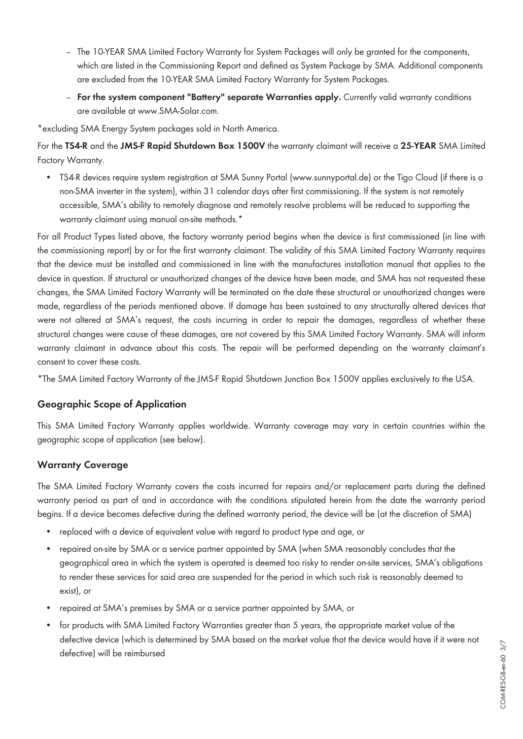- The 10-YEAR SMA Limited Factory Warranty for System Packages will only be granted for the components, which are listed in the Commissioning Report and defined as System Package by SMA. Additional components are excluded from the 10-YEAR SMA Limited Factory Warranty for System Packages.
- **For the system component "Battery" separate Warranties apply.** Currently valid warranty conditions are available at www.SMA-Solar.com.

*excluding SMA Energy System packages sold in North America.

For the **TS4-R** and the **JMS-F Rapid Shutdown Box 1500V** the warranty claimant will receive a **25-YEAR** SMA Limited Factory Warranty.

- TS4-R devices require system registration at SMA Sunny Portal (www.sunnyportal.de) or the Tigo Cloud (if there is a non-SMA inverter in the system), within 31 calendar days after first commissioning. If the system is not remotely accessible, SMA's ability to remotely diagnose and remotely resolve problems will be reduced to supporting the warranty claimant using manual on-site methods.*

For all Product Types listed above, the factory warranty period begins when the device is first commissioned (in line with the commissioning report) by or for the first warranty claimant. The validity of this SMA Limited Factory Warranty requires that the device must be installed and commissioned in line with the manufactures installation manual that applies to the device in question. If structural or unauthorized changes of the device have been made, and SMA has not requested these changes, the SMA Limited Factory Warranty will be terminated on the date these structural or unauthorized changes were made, regardless of the periods mentioned above. If damage has been sustained to any structurally altered devices that were not altered at SMA's request, the costs incurring in order to repair the damages, regardless of whether these structural changes were cause of these damages, are not covered by this SMA Limited Factory Warranty. SMA will inform warranty claimant in advance about this costs. The repair will be performed depending on the warranty claimant's consent to cover these costs.

*The SMA Limited Factory Warranty of the JMS-F Rapid Shutdown Junction Box 1500V applies exclusively to the USA.

### Geographic Scope of Application

This SMA Limited Factory Warranty applies worldwide. Warranty coverage may vary in certain countries within the geographic scope of application (see below).

### Warranty Coverage

The SMA Limited Factory Warranty covers the costs incurred for repairs and/or replacement parts during the defined warranty period as part of and in accordance with the conditions stipulated herein from the date the warranty period begins. If a device becomes defective during the defined warranty period, the device will be (at the discretion of SMA)

- replaced with a device of equivalent value with regard to product type and age, or
- repaired on-site by SMA or a service partner appointed by SMA (when SMA reasonably concludes that the geographical area in which the system is operated is deemed too risky to render on-site services, SMA's obligations to render these services for said area are suspended for the period in which such risk is reasonably deemed to exist), or
- repaired at SMA's premises by SMA or a service partner appointed by SMA, or
- for products with SMA Limited Factory Warranties greater than 5 years, the appropriate market value of the defective device (which is determined by SMA based on the market value that the device would have if it were not defective) will be reimbursed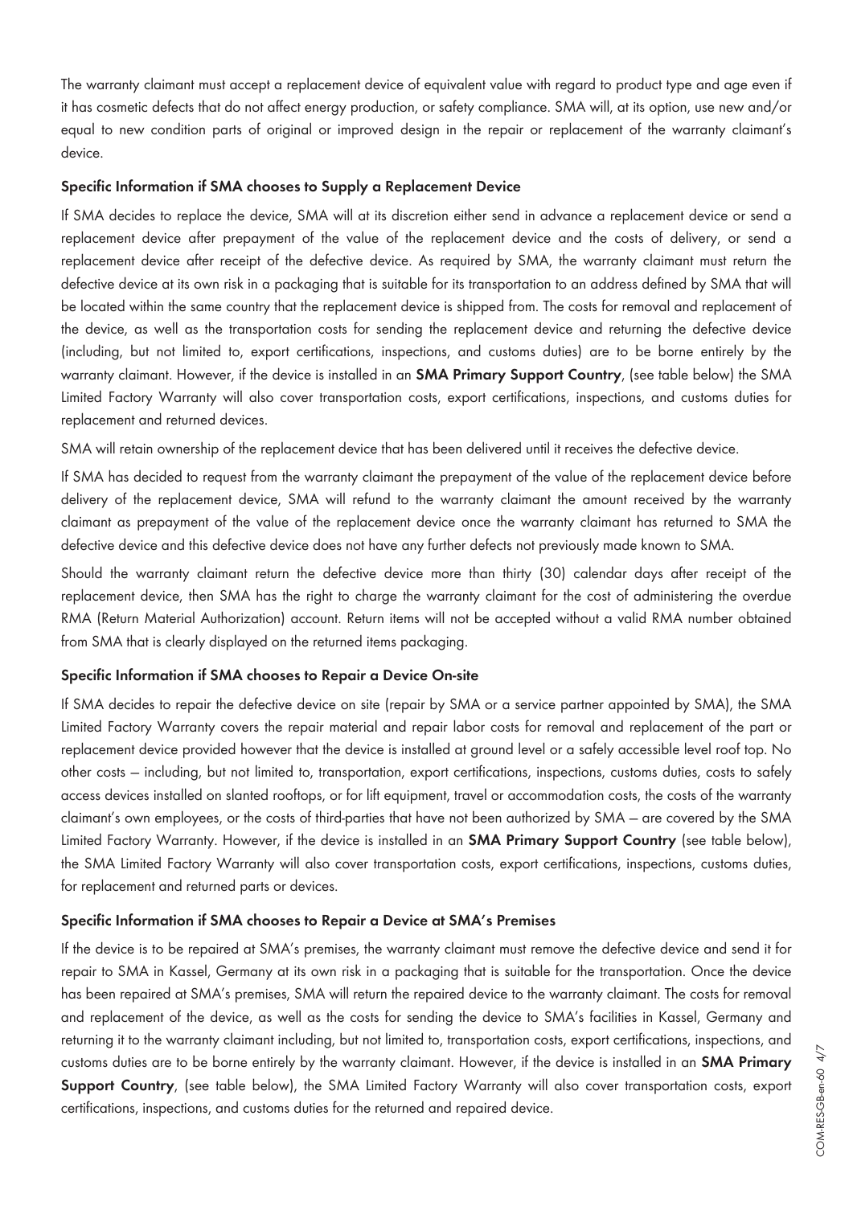The warranty claimant must accept a replacement device of equivalent value with regard to product type and age even if it has cosmetic defects that do not affect energy production, or safety compliance. SMA will, at its option, use new and/or equal to new condition parts of original or improved design in the repair or replacement of the warranty claimant's device.

### Specific Information if SMA chooses to Supply a Replacement Device

If SMA decides to replace the device, SMA will at its discretion either send in advance a replacement device or send a replacement device after prepayment of the value of the replacement device and the costs of delivery, or send a replacement device after receipt of the defective device. As required by SMA, the warranty claimant must return the defective device at its own risk in a packaging that is suitable for its transportation to an address defined by SMA that will be located within the same country that the replacement device is shipped from. The costs for removal and replacement of the device, as well as the transportation costs for sending the replacement device and returning the defective device (including, but not limited to, export certifications, inspections, and customs duties) are to be borne entirely by the warranty claimant. However, if the device is installed in an **SMA Primary Support Country**, (see table below) the SMA Limited Factory Warranty will also cover transportation costs, export certifications, inspections, and customs duties for replacement and returned devices.

SMA will retain ownership of the replacement device that has been delivered until it receives the defective device.

If SMA has decided to request from the warranty claimant the prepayment of the value of the replacement device before delivery of the replacement device, SMA will refund to the warranty claimant the amount received by the warranty claimant as prepayment of the value of the replacement device once the warranty claimant has returned to SMA the defective device and this defective device does not have any further defects not previously made known to SMA.

Should the warranty claimant return the defective device more than thirty (30) calendar days after receipt of the replacement device, then SMA has the right to charge the warranty claimant for the cost of administering the overdue RMA (Return Material Authorization) account. Return items will not be accepted without a valid RMA number obtained from SMA that is clearly displayed on the returned items packaging.

### Specific Information if SMA chooses to Repair a Device On-site

If SMA decides to repair the defective device on site (repair by SMA or a service partner appointed by SMA), the SMA Limited Factory Warranty covers the repair material and repair labor costs for removal and replacement of the part or replacement device provided however that the device is installed at ground level or a safely accessible level roof top. No other costs – including, but not limited to, transportation, export certifications, inspections, customs duties, costs to safely access devices installed on slanted rooftops, or for lift equipment, travel or accommodation costs, the costs of the warranty claimant's own employees, or the costs of third-parties that have not been authorized by SMA – are covered by the SMA Limited Factory Warranty. However, if the device is installed in an **SMA Primary Support Country** (see table below), the SMA Limited Factory Warranty will also cover transportation costs, export certifications, inspections, customs duties, for replacement and returned parts or devices.

### Specific Information if SMA chooses to Repair a Device at SMA's Premises

If the device is to be repaired at SMA's premises, the warranty claimant must remove the defective device and send it for repair to SMA in Kassel, Germany at its own risk in a packaging that is suitable for the transportation. Once the device has been repaired at SMA's premises, SMA will return the repaired device to the warranty claimant. The costs for removal and replacement of the device, as well as the costs for sending the device to SMA's facilities in Kassel, Germany and returning it to the warranty claimant including, but not limited to, transportation costs, export certifications, inspections, and customs duties are to be borne entirely by the warranty claimant. However, if the device is installed in an **SMA Primary Support Country**, (see table below), the SMA Limited Factory Warranty will also cover transportation costs, export certifications, inspections, and customs duties for the returned and repaired device.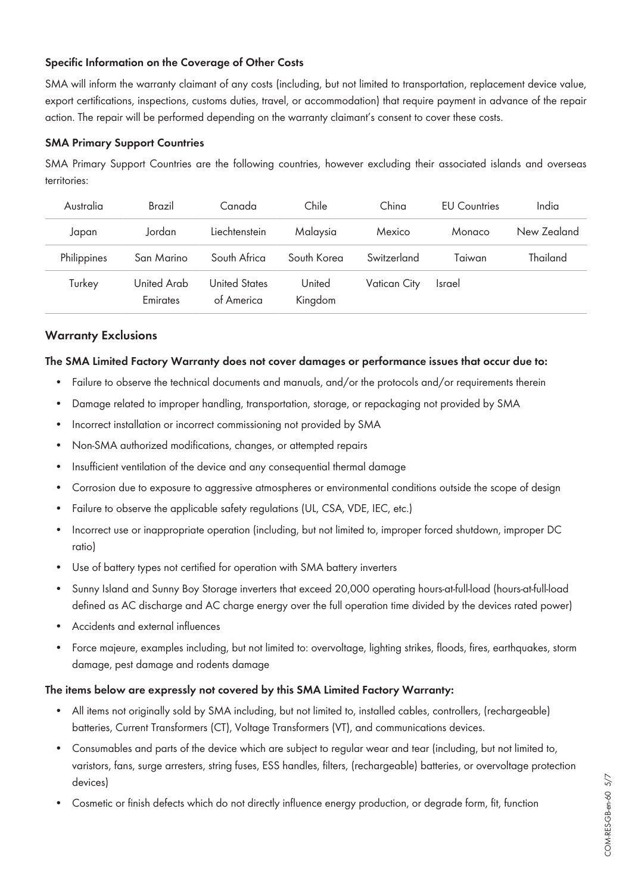#### Specific Information on the Coverage of Other Costs

SMA will inform the warranty claimant of any costs (including, but not limited to transportation, replacement device value, export certifications, inspections, customs duties, travel, or accommodation) that require payment in advance of the repair action. The repair will be performed depending on the warranty claimant's consent to cover these costs.

#### SMA Primary Support Countries

SMA Primary Support Countries are the following countries, however excluding their associated islands and overseas territories:

| Australia | Brazil | Canada | Chile | China | EU Countries | India |
|---|---|---|---|---|---|---|
| Japan | Jordan | Liechtenstein | Malaysia | Mexico | Monaco | New Zealand |
| Philippines | San Marino | South Africa | South Korea | Switzerland | Taiwan | Thailand |
| Turkey | United Arab Emirates | United States of America | United Kingdom | Vatican City | Israel | |

## Warranty Exclusions

**The SMA Limited Factory Warranty does not cover damages or performance issues that occur due to:**

- Failure to observe the technical documents and manuals, and/or the protocols and/or requirements therein
- Damage related to improper handling, transportation, storage, or repackaging not provided by SMA
- Incorrect installation or incorrect commissioning not provided by SMA
- Non-SMA authorized modifications, changes, or attempted repairs
- Insufficient ventilation of the device and any consequential thermal damage
- Corrosion due to exposure to aggressive atmospheres or environmental conditions outside the scope of design
- Failure to observe the applicable safety regulations (UL, CSA, VDE, IEC, etc.)
- Incorrect use or inappropriate operation (including, but not limited to, improper forced shutdown, improper DC ratio)
- Use of battery types not certified for operation with SMA battery inverters
- Sunny Island and Sunny Boy Storage inverters that exceed 20,000 operating hours-at-full-load (hours-at-full-load defined as AC discharge and AC charge energy over the full operation time divided by the devices rated power)
- Accidents and external influences
- Force majeure, examples including, but not limited to: overvoltage, lighting strikes, floods, fires, earthquakes, storm damage, pest damage and rodents damage

**The items below are expressly not covered by this SMA Limited Factory Warranty:**

- All items not originally sold by SMA including, but not limited to, installed cables, controllers, (rechargeable) batteries, Current Transformers (CT), Voltage Transformers (VT), and communications devices.
- Consumables and parts of the device which are subject to regular wear and tear (including, but not limited to, varistors, fans, surge arresters, string fuses, ESS handles, filters, (rechargeable) batteries, or overvoltage protection devices)
- Cosmetic or finish defects which do not directly influence energy production, or degrade form, fit, function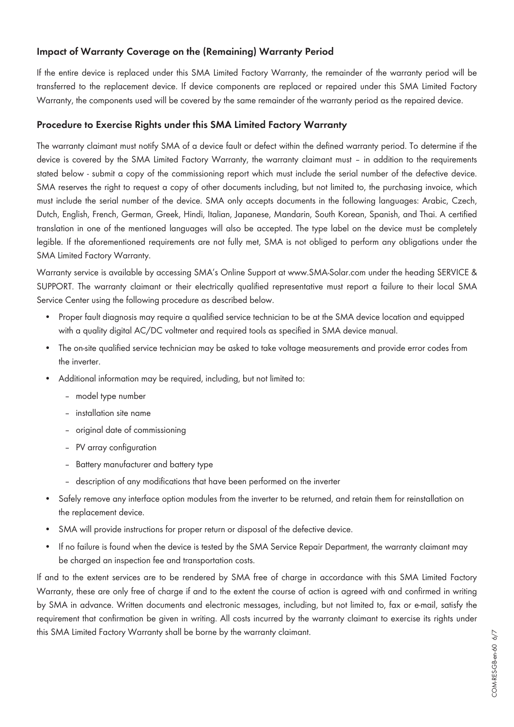## Impact of Warranty Coverage on the (Remaining) Warranty Period

If the entire device is replaced under this SMA Limited Factory Warranty, the remainder of the warranty period will be transferred to the replacement device. If device components are replaced or repaired under this SMA Limited Factory Warranty, the components used will be covered by the same remainder of the warranty period as the repaired device.

## Procedure to Exercise Rights under this SMA Limited Factory Warranty

The warranty claimant must notify SMA of a device fault or defect within the defined warranty period. To determine if the device is covered by the SMA Limited Factory Warranty, the warranty claimant must – in addition to the requirements stated below - submit a copy of the commissioning report which must include the serial number of the defective device. SMA reserves the right to request a copy of other documents including, but not limited to, the purchasing invoice, which must include the serial number of the device. SMA only accepts documents in the following languages: Arabic, Czech, Dutch, English, French, German, Greek, Hindi, Italian, Japanese, Mandarin, South Korean, Spanish, and Thai. A certified translation in one of the mentioned languages will also be accepted. The type label on the device must be completely legible. If the aforementioned requirements are not fully met, SMA is not obliged to perform any obligations under the SMA Limited Factory Warranty.

Warranty service is available by accessing SMA's Online Support at www.SMA-Solar.com under the heading SERVICE & SUPPORT. The warranty claimant or their electrically qualified representative must report a failure to their local SMA Service Center using the following procedure as described below.

- Proper fault diagnosis may require a qualified service technician to be at the SMA device location and equipped with a quality digital AC/DC voltmeter and required tools as specified in SMA device manual.
- The on-site qualified service technician may be asked to take voltage measurements and provide error codes from the inverter.
- Additional information may be required, including, but not limited to:
  - model type number
  - installation site name
  - original date of commissioning
  - PV array configuration
  - Battery manufacturer and battery type
  - description of any modifications that have been performed on the inverter
- Safely remove any interface option modules from the inverter to be returned, and retain them for reinstallation on the replacement device.
- SMA will provide instructions for proper return or disposal of the defective device.
- If no failure is found when the device is tested by the SMA Service Repair Department, the warranty claimant may be charged an inspection fee and transportation costs.

If and to the extent services are to be rendered by SMA free of charge in accordance with this SMA Limited Factory Warranty, these are only free of charge if and to the extent the course of action is agreed with and confirmed in writing by SMA in advance. Written documents and electronic messages, including, but not limited to, fax or e-mail, satisfy the requirement that confirmation be given in writing. All costs incurred by the warranty claimant to exercise its rights under this SMA Limited Factory Warranty shall be borne by the warranty claimant.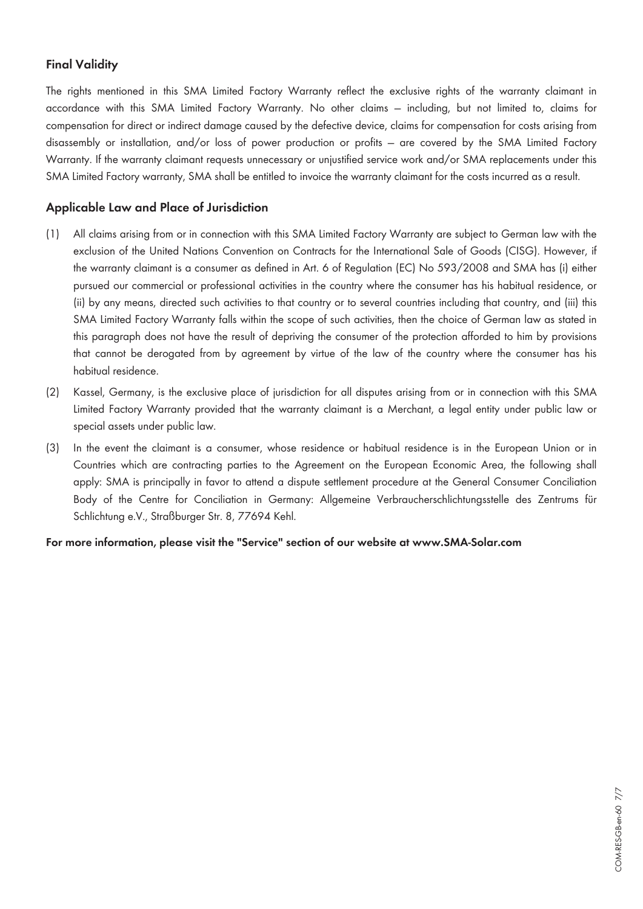## Final Validity

The rights mentioned in this SMA Limited Factory Warranty reflect the exclusive rights of the warranty claimant in accordance with this SMA Limited Factory Warranty. No other claims – including, but not limited to, claims for compensation for direct or indirect damage caused by the defective device, claims for compensation for costs arising from disassembly or installation, and/or loss of power production or profits – are covered by the SMA Limited Factory Warranty. If the warranty claimant requests unnecessary or unjustified service work and/or SMA replacements under this SMA Limited Factory warranty, SMA shall be entitled to invoice the warranty claimant for the costs incurred as a result.

## Applicable Law and Place of Jurisdiction

(1) All claims arising from or in connection with this SMA Limited Factory Warranty are subject to German law with the exclusion of the United Nations Convention on Contracts for the International Sale of Goods (CISG). However, if the warranty claimant is a consumer as defined in Art. 6 of Regulation (EC) No 593/2008 and SMA has (i) either pursued our commercial or professional activities in the country where the consumer has his habitual residence, or (ii) by any means, directed such activities to that country or to several countries including that country, and (iii) this SMA Limited Factory Warranty falls within the scope of such activities, then the choice of German law as stated in this paragraph does not have the result of depriving the consumer of the protection afforded to him by provisions that cannot be derogated from by agreement by virtue of the law of the country where the consumer has his habitual residence.

(2) Kassel, Germany, is the exclusive place of jurisdiction for all disputes arising from or in connection with this SMA Limited Factory Warranty provided that the warranty claimant is a Merchant, a legal entity under public law or special assets under public law.

(3) In the event the claimant is a consumer, whose residence or habitual residence is in the European Union or in Countries which are contracting parties to the Agreement on the European Economic Area, the following shall apply: SMA is principally in favor to attend a dispute settlement procedure at the General Consumer Conciliation Body of the Centre for Conciliation in Germany: Allgemeine Verbraucherschlichtungsstelle des Zentrums für Schlichtung e.V., Straßburger Str. 8, 77694 Kehl.

**For more information, please visit the "Service" section of our website at www.SMA-Solar.com**